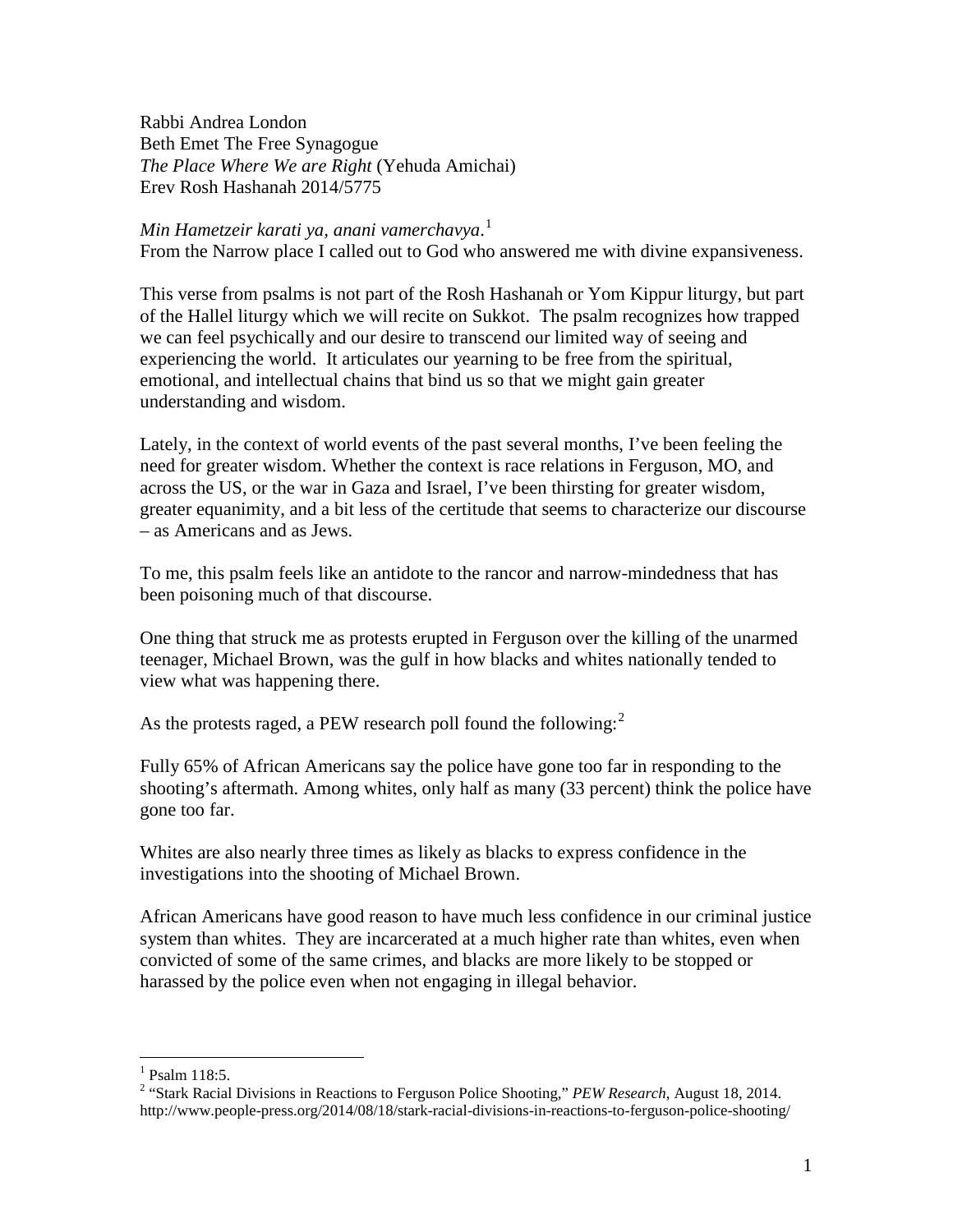Rabbi Andrea London
Beth Emet The Free Synagogue
*The Place Where We are Right* (Yehuda Amichai)
Erev Rosh Hashanah 2014/5775

*Min Hametzeir karati ya, anani vamerchavya*.[1]
From the Narrow place I called out to God who answered me with divine expansiveness.

This verse from psalms is not part of the Rosh Hashanah or Yom Kippur liturgy, but part of the Hallel liturgy which we will recite on Sukkot. The psalm recognizes how trapped we can feel psychically and our desire to transcend our limited way of seeing and experiencing the world. It articulates our yearning to be free from the spiritual, emotional, and intellectual chains that bind us so that we might gain greater understanding and wisdom.

Lately, in the context of world events of the past several months, I've been feeling the need for greater wisdom. Whether the context is race relations in Ferguson, MO, and across the US, or the war in Gaza and Israel, I've been thirsting for greater wisdom, greater equanimity, and a bit less of the certitude that seems to characterize our discourse – as Americans and as Jews.

To me, this psalm feels like an antidote to the rancor and narrow-mindedness that has been poisoning much of that discourse.

One thing that struck me as protests erupted in Ferguson over the killing of the unarmed teenager, Michael Brown, was the gulf in how blacks and whites nationally tended to view what was happening there.

As the protests raged, a PEW research poll found the following:[2]

Fully 65% of African Americans say the police have gone too far in responding to the shooting's aftermath. Among whites, only half as many (33 percent) think the police have gone too far.

Whites are also nearly three times as likely as blacks to express confidence in the investigations into the shooting of Michael Brown.

African Americans have good reason to have much less confidence in our criminal justice system than whites. They are incarcerated at a much higher rate than whites, even when convicted of some of the same crimes, and blacks are more likely to be stopped or harassed by the police even when not engaging in illegal behavior.

---

[1] Psalm 118:5.

[2] "Stark Racial Divisions in Reactions to Ferguson Police Shooting," *PEW Research*, August 18, 2014. http://www.people-press.org/2014/08/18/stark-racial-divisions-in-reactions-to-ferguson-police-shooting/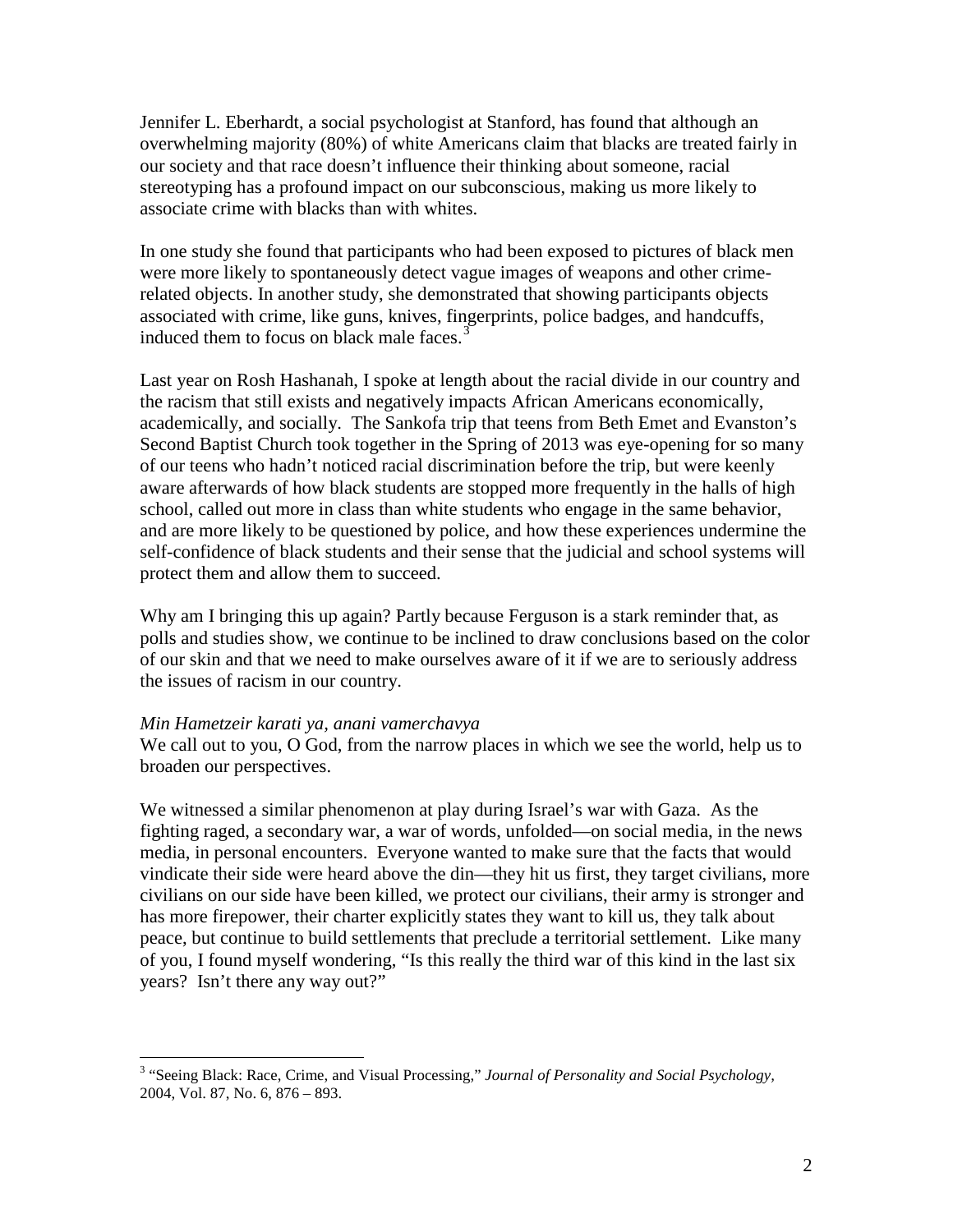Jennifer L. Eberhardt, a social psychologist at Stanford, has found that although an overwhelming majority (80%) of white Americans claim that blacks are treated fairly in our society and that race doesn't influence their thinking about someone, racial stereotyping has a profound impact on our subconscious, making us more likely to associate crime with blacks than with whites.

In one study she found that participants who had been exposed to pictures of black men were more likely to spontaneously detect vague images of weapons and other crime-related objects. In another study, she demonstrated that showing participants objects associated with crime, like guns, knives, fingerprints, police badges, and handcuffs, induced them to focus on black male faces.[3]

Last year on Rosh Hashanah, I spoke at length about the racial divide in our country and the racism that still exists and negatively impacts African Americans economically, academically, and socially. The Sankofa trip that teens from Beth Emet and Evanston's Second Baptist Church took together in the Spring of 2013 was eye-opening for so many of our teens who hadn't noticed racial discrimination before the trip, but were keenly aware afterwards of how black students are stopped more frequently in the halls of high school, called out more in class than white students who engage in the same behavior, and are more likely to be questioned by police, and how these experiences undermine the self-confidence of black students and their sense that the judicial and school systems will protect them and allow them to succeed.

Why am I bringing this up again? Partly because Ferguson is a stark reminder that, as polls and studies show, we continue to be inclined to draw conclusions based on the color of our skin and that we need to make ourselves aware of it if we are to seriously address the issues of racism in our country.

*Min Hametzeir karati ya, anani vamerchavyya*
We call out to you, O God, from the narrow places in which we see the world, help us to broaden our perspectives.

We witnessed a similar phenomenon at play during Israel's war with Gaza. As the fighting raged, a secondary war, a war of words, unfolded—on social media, in the news media, in personal encounters. Everyone wanted to make sure that the facts that would vindicate their side were heard above the din—they hit us first, they target civilians, more civilians on our side have been killed, we protect our civilians, their army is stronger and has more firepower, their charter explicitly states they want to kill us, they talk about peace, but continue to build settlements that preclude a territorial settlement. Like many of you, I found myself wondering, "Is this really the third war of this kind in the last six years? Isn't there any way out?"

---

[3] "Seeing Black: Race, Crime, and Visual Processing," *Journal of Personality and Social Psychology*, 2004, Vol. 87, No. 6, 876 – 893.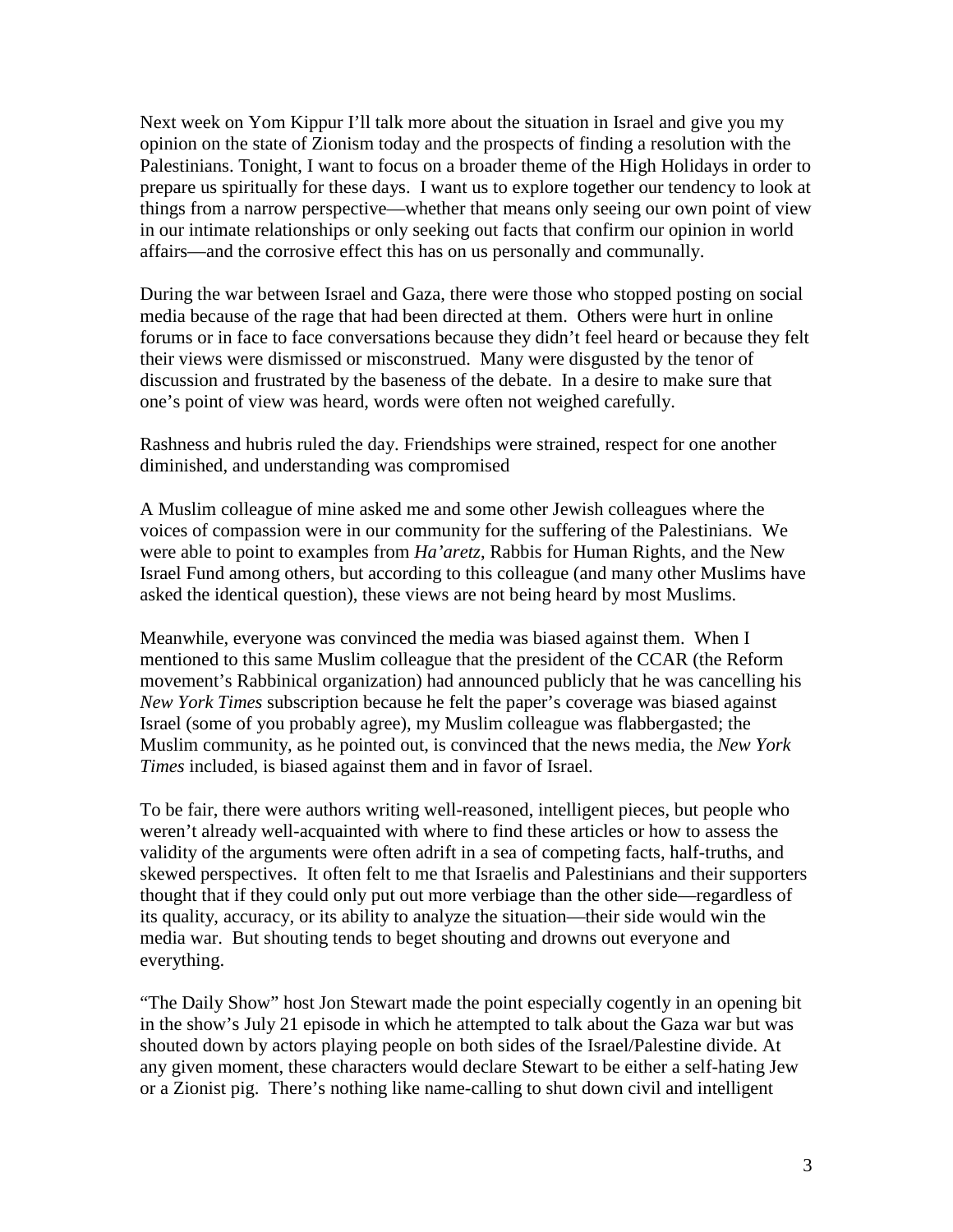Next week on Yom Kippur I'll talk more about the situation in Israel and give you my opinion on the state of Zionism today and the prospects of finding a resolution with the Palestinians. Tonight, I want to focus on a broader theme of the High Holidays in order to prepare us spiritually for these days. I want us to explore together our tendency to look at things from a narrow perspective—whether that means only seeing our own point of view in our intimate relationships or only seeking out facts that confirm our opinion in world affairs—and the corrosive effect this has on us personally and communally.

During the war between Israel and Gaza, there were those who stopped posting on social media because of the rage that had been directed at them. Others were hurt in online forums or in face to face conversations because they didn't feel heard or because they felt their views were dismissed or misconstrued. Many were disgusted by the tenor of discussion and frustrated by the baseness of the debate. In a desire to make sure that one's point of view was heard, words were often not weighed carefully.

Rashness and hubris ruled the day. Friendships were strained, respect for one another diminished, and understanding was compromised

A Muslim colleague of mine asked me and some other Jewish colleagues where the voices of compassion were in our community for the suffering of the Palestinians. We were able to point to examples from *Ha'aretz*, Rabbis for Human Rights, and the New Israel Fund among others, but according to this colleague (and many other Muslims have asked the identical question), these views are not being heard by most Muslims.

Meanwhile, everyone was convinced the media was biased against them. When I mentioned to this same Muslim colleague that the president of the CCAR (the Reform movement's Rabbinical organization) had announced publicly that he was cancelling his *New York Times* subscription because he felt the paper's coverage was biased against Israel (some of you probably agree), my Muslim colleague was flabbergasted; the Muslim community, as he pointed out, is convinced that the news media, the *New York Times* included, is biased against them and in favor of Israel.

To be fair, there were authors writing well-reasoned, intelligent pieces, but people who weren't already well-acquainted with where to find these articles or how to assess the validity of the arguments were often adrift in a sea of competing facts, half-truths, and skewed perspectives. It often felt to me that Israelis and Palestinians and their supporters thought that if they could only put out more verbiage than the other side—regardless of its quality, accuracy, or its ability to analyze the situation—their side would win the media war. But shouting tends to beget shouting and drowns out everyone and everything.

"The Daily Show" host Jon Stewart made the point especially cogently in an opening bit in the show's July 21 episode in which he attempted to talk about the Gaza war but was shouted down by actors playing people on both sides of the Israel/Palestine divide. At any given moment, these characters would declare Stewart to be either a self-hating Jew or a Zionist pig. There's nothing like name-calling to shut down civil and intelligent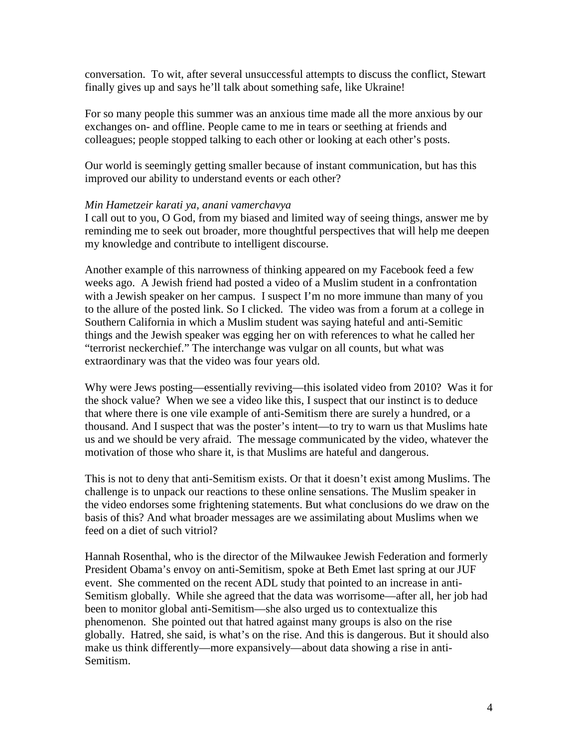conversation. To wit, after several unsuccessful attempts to discuss the conflict, Stewart finally gives up and says he'll talk about something safe, like Ukraine!

For so many people this summer was an anxious time made all the more anxious by our exchanges on- and offline. People came to me in tears or seething at friends and colleagues; people stopped talking to each other or looking at each other's posts.

Our world is seemingly getting smaller because of instant communication, but has this improved our ability to understand events or each other?

*Min Hametzeir karati ya, anani vamerchavyya*
I call out to you, O God, from my biased and limited way of seeing things, answer me by reminding me to seek out broader, more thoughtful perspectives that will help me deepen my knowledge and contribute to intelligent discourse.

Another example of this narrowness of thinking appeared on my Facebook feed a few weeks ago. A Jewish friend had posted a video of a Muslim student in a confrontation with a Jewish speaker on her campus. I suspect I'm no more immune than many of you to the allure of the posted link. So I clicked. The video was from a forum at a college in Southern California in which a Muslim student was saying hateful and anti-Semitic things and the Jewish speaker was egging her on with references to what he called her "terrorist neckerchief." The interchange was vulgar on all counts, but what was extraordinary was that the video was four years old.

Why were Jews posting—essentially reviving—this isolated video from 2010? Was it for the shock value? When we see a video like this, I suspect that our instinct is to deduce that where there is one vile example of anti-Semitism there are surely a hundred, or a thousand. And I suspect that was the poster's intent—to try to warn us that Muslims hate us and we should be very afraid. The message communicated by the video, whatever the motivation of those who share it, is that Muslims are hateful and dangerous.

This is not to deny that anti-Semitism exists. Or that it doesn't exist among Muslims. The challenge is to unpack our reactions to these online sensations. The Muslim speaker in the video endorses some frightening statements. But what conclusions do we draw on the basis of this? And what broader messages are we assimilating about Muslims when we feed on a diet of such vitriol?

Hannah Rosenthal, who is the director of the Milwaukee Jewish Federation and formerly President Obama's envoy on anti-Semitism, spoke at Beth Emet last spring at our JUF event. She commented on the recent ADL study that pointed to an increase in anti-Semitism globally. While she agreed that the data was worrisome—after all, her job had been to monitor global anti-Semitism—she also urged us to contextualize this phenomenon. She pointed out that hatred against many groups is also on the rise globally. Hatred, she said, is what's on the rise. And this is dangerous. But it should also make us think differently—more expansively—about data showing a rise in anti-Semitism.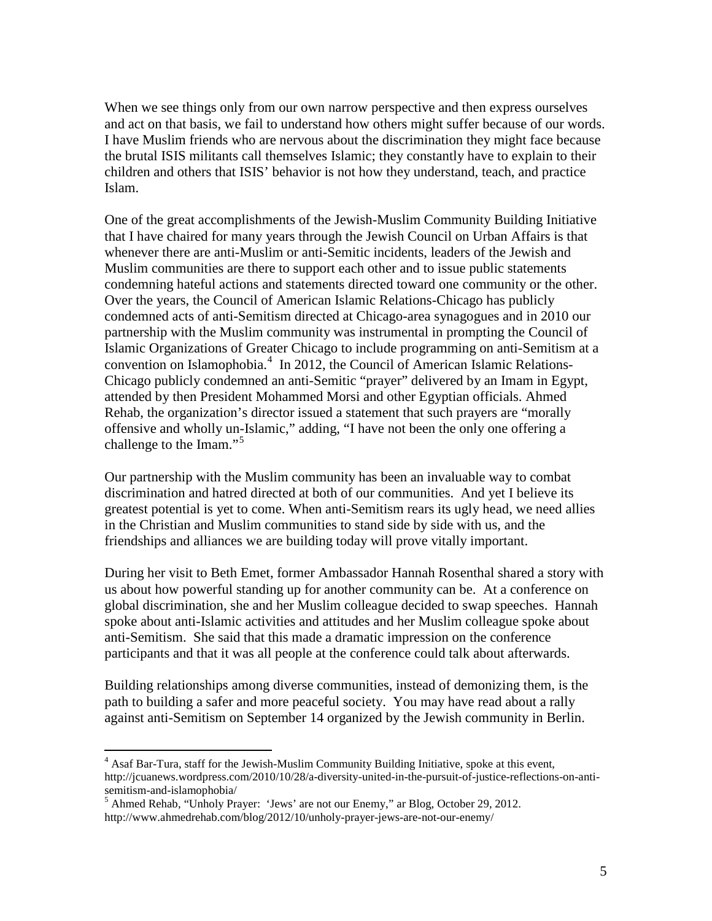When we see things only from our own narrow perspective and then express ourselves and act on that basis, we fail to understand how others might suffer because of our words. I have Muslim friends who are nervous about the discrimination they might face because the brutal ISIS militants call themselves Islamic; they constantly have to explain to their children and others that ISIS' behavior is not how they understand, teach, and practice Islam.

One of the great accomplishments of the Jewish-Muslim Community Building Initiative that I have chaired for many years through the Jewish Council on Urban Affairs is that whenever there are anti-Muslim or anti-Semitic incidents, leaders of the Jewish and Muslim communities are there to support each other and to issue public statements condemning hateful actions and statements directed toward one community or the other. Over the years, the Council of American Islamic Relations-Chicago has publicly condemned acts of anti-Semitism directed at Chicago-area synagogues and in 2010 our partnership with the Muslim community was instrumental in prompting the Council of Islamic Organizations of Greater Chicago to include programming on anti-Semitism at a convention on Islamophobia.[4] In 2012, the Council of American Islamic Relations-Chicago publicly condemned an anti-Semitic "prayer" delivered by an Imam in Egypt, attended by then President Mohammed Morsi and other Egyptian officials. Ahmed Rehab, the organization's director issued a statement that such prayers are "morally offensive and wholly un-Islamic," adding, "I have not been the only one offering a challenge to the Imam."[5]

Our partnership with the Muslim community has been an invaluable way to combat discrimination and hatred directed at both of our communities. And yet I believe its greatest potential is yet to come. When anti-Semitism rears its ugly head, we need allies in the Christian and Muslim communities to stand side by side with us, and the friendships and alliances we are building today will prove vitally important.

During her visit to Beth Emet, former Ambassador Hannah Rosenthal shared a story with us about how powerful standing up for another community can be. At a conference on global discrimination, she and her Muslim colleague decided to swap speeches. Hannah spoke about anti-Islamic activities and attitudes and her Muslim colleague spoke about anti-Semitism. She said that this made a dramatic impression on the conference participants and that it was all people at the conference could talk about afterwards.

Building relationships among diverse communities, instead of demonizing them, is the path to building a safer and more peaceful society. You may have read about a rally against anti-Semitism on September 14 organized by the Jewish community in Berlin.

---

[4] Asaf Bar-Tura, staff for the Jewish-Muslim Community Building Initiative, spoke at this event, http://jcuanews.wordpress.com/2010/10/28/a-diversity-united-in-the-pursuit-of-justice-reflections-on-anti-semitism-and-islamophobia/

[5] Ahmed Rehab, "Unholy Prayer: 'Jews' are not our Enemy," ar Blog, October 29, 2012. http://www.ahmedrehab.com/blog/2012/10/unholy-prayer-jews-are-not-our-enemy/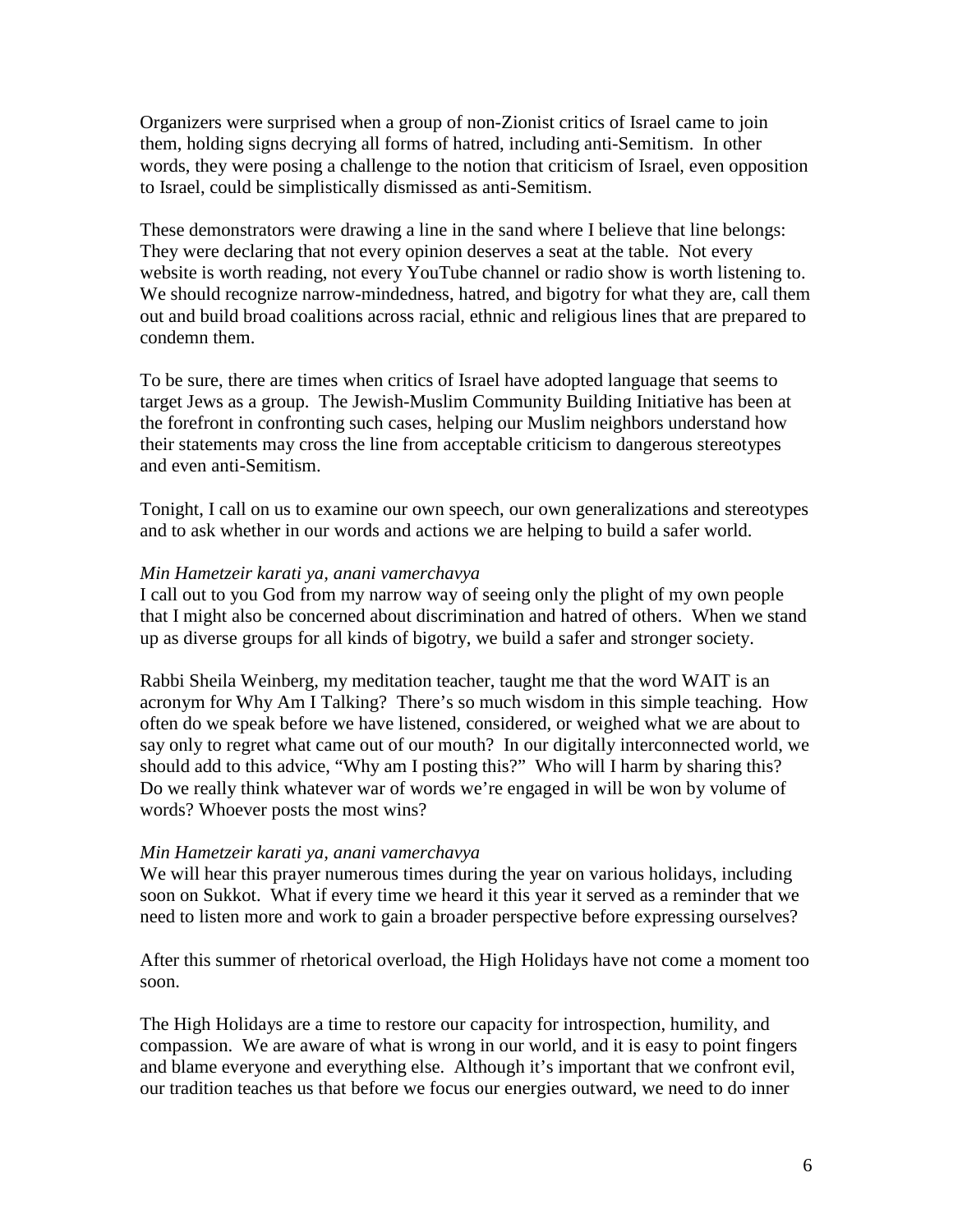Organizers were surprised when a group of non-Zionist critics of Israel came to join them, holding signs decrying all forms of hatred, including anti-Semitism. In other words, they were posing a challenge to the notion that criticism of Israel, even opposition to Israel, could be simplistically dismissed as anti-Semitism.

These demonstrators were drawing a line in the sand where I believe that line belongs: They were declaring that not every opinion deserves a seat at the table. Not every website is worth reading, not every YouTube channel or radio show is worth listening to. We should recognize narrow-mindedness, hatred, and bigotry for what they are, call them out and build broad coalitions across racial, ethnic and religious lines that are prepared to condemn them.

To be sure, there are times when critics of Israel have adopted language that seems to target Jews as a group. The Jewish-Muslim Community Building Initiative has been at the forefront in confronting such cases, helping our Muslim neighbors understand how their statements may cross the line from acceptable criticism to dangerous stereotypes and even anti-Semitism.

Tonight, I call on us to examine our own speech, our own generalizations and stereotypes and to ask whether in our words and actions we are helping to build a safer world.

*Min Hametzeir karati ya, anani vamerchavya*
I call out to you God from my narrow way of seeing only the plight of my own people that I might also be concerned about discrimination and hatred of others. When we stand up as diverse groups for all kinds of bigotry, we build a safer and stronger society.

Rabbi Sheila Weinberg, my meditation teacher, taught me that the word WAIT is an acronym for Why Am I Talking? There's so much wisdom in this simple teaching. How often do we speak before we have listened, considered, or weighed what we are about to say only to regret what came out of our mouth? In our digitally interconnected world, we should add to this advice, "Why am I posting this?" Who will I harm by sharing this? Do we really think whatever war of words we're engaged in will be won by volume of words? Whoever posts the most wins?

*Min Hametzeir karati ya, anani vamerchavya*
We will hear this prayer numerous times during the year on various holidays, including soon on Sukkot. What if every time we heard it this year it served as a reminder that we need to listen more and work to gain a broader perspective before expressing ourselves?

After this summer of rhetorical overload, the High Holidays have not come a moment too soon.

The High Holidays are a time to restore our capacity for introspection, humility, and compassion. We are aware of what is wrong in our world, and it is easy to point fingers and blame everyone and everything else. Although it's important that we confront evil, our tradition teaches us that before we focus our energies outward, we need to do inner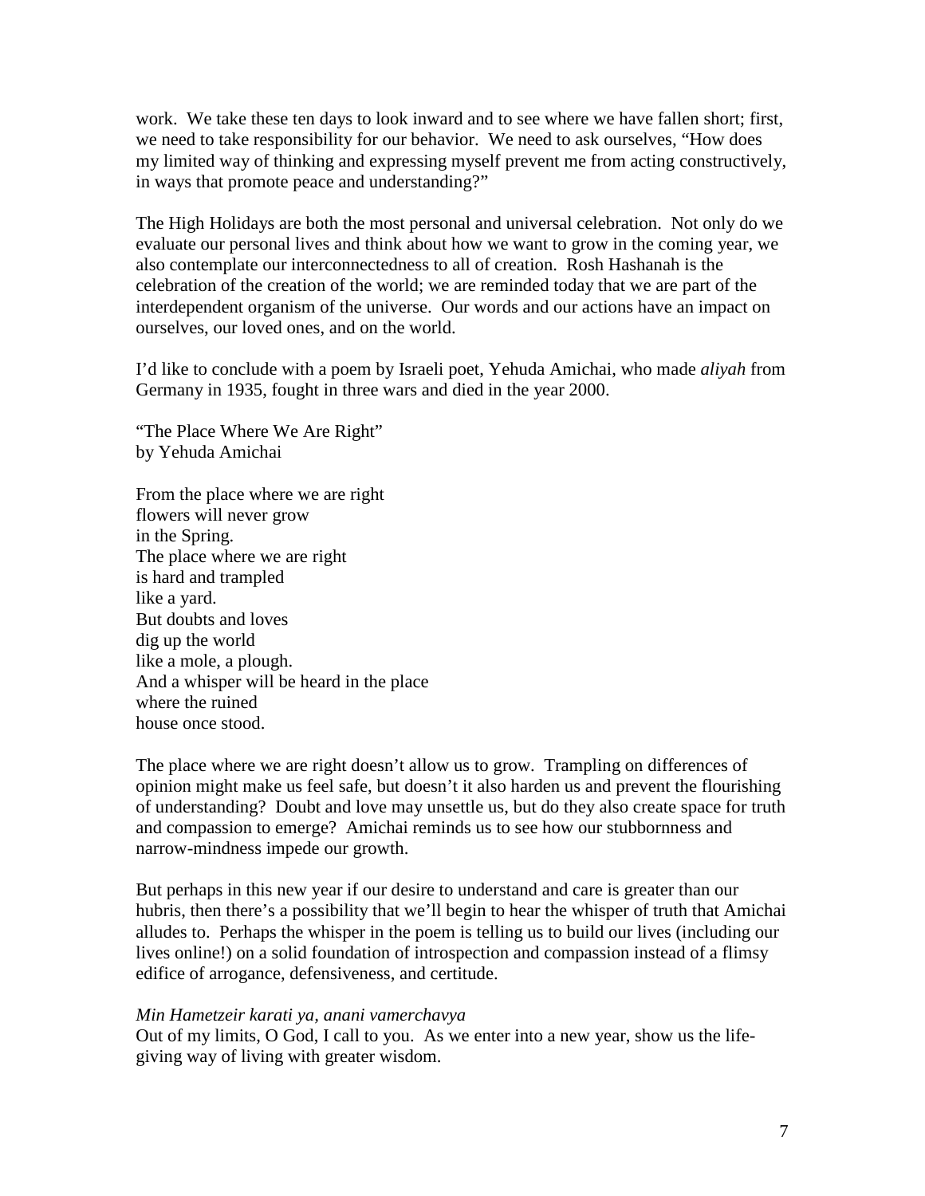work. We take these ten days to look inward and to see where we have fallen short; first, we need to take responsibility for our behavior. We need to ask ourselves, "How does my limited way of thinking and expressing myself prevent me from acting constructively, in ways that promote peace and understanding?"

The High Holidays are both the most personal and universal celebration. Not only do we evaluate our personal lives and think about how we want to grow in the coming year, we also contemplate our interconnectedness to all of creation. Rosh Hashanah is the celebration of the creation of the world; we are reminded today that we are part of the interdependent organism of the universe. Our words and our actions have an impact on ourselves, our loved ones, and on the world.

I'd like to conclude with a poem by Israeli poet, Yehuda Amichai, who made *aliyah* from Germany in 1935, fought in three wars and died in the year 2000.

"The Place Where We Are Right"
by Yehuda Amichai

From the place where we are right
flowers will never grow
in the Spring.
The place where we are right
is hard and trampled
like a yard.
But doubts and loves
dig up the world
like a mole, a plough.
And a whisper will be heard in the place
where the ruined
house once stood.

The place where we are right doesn't allow us to grow. Trampling on differences of opinion might make us feel safe, but doesn't it also harden us and prevent the flourishing of understanding? Doubt and love may unsettle us, but do they also create space for truth and compassion to emerge? Amichai reminds us to see how our stubbornness and narrow-mindness impede our growth.

But perhaps in this new year if our desire to understand and care is greater than our hubris, then there's a possibility that we'll begin to hear the whisper of truth that Amichai alludes to. Perhaps the whisper in the poem is telling us to build our lives (including our lives online!) on a solid foundation of introspection and compassion instead of a flimsy edifice of arrogance, defensiveness, and certitude.

*Min Hametzeir karati ya, anani vamerchavya*
Out of my limits, O God, I call to you. As we enter into a new year, show us the life-giving way of living with greater wisdom.